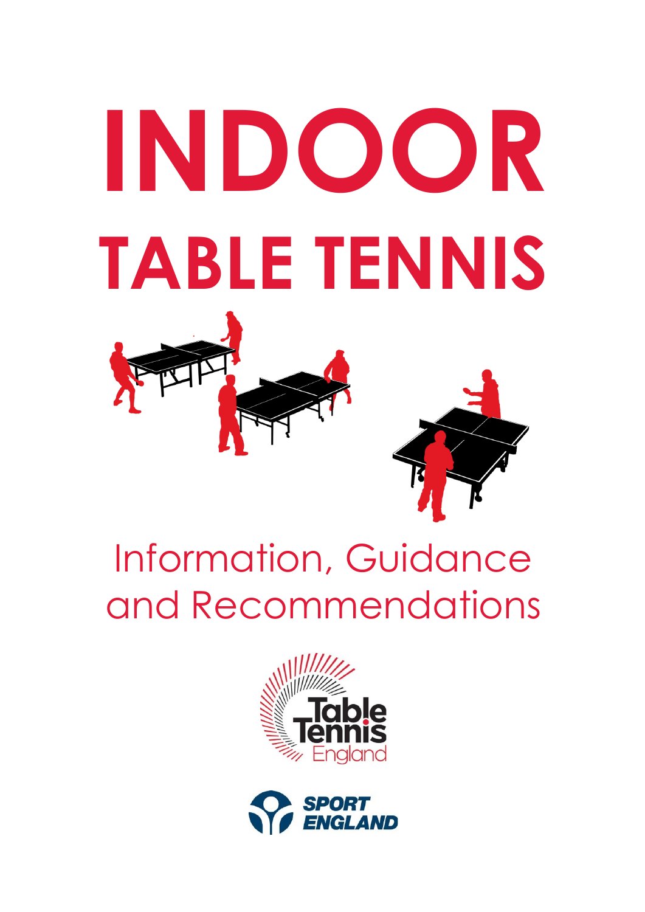# INDOOR

# TABLE TENNIS

## Information, Guidance and Recommendations

Table Tennis England

SPORT ENGLAND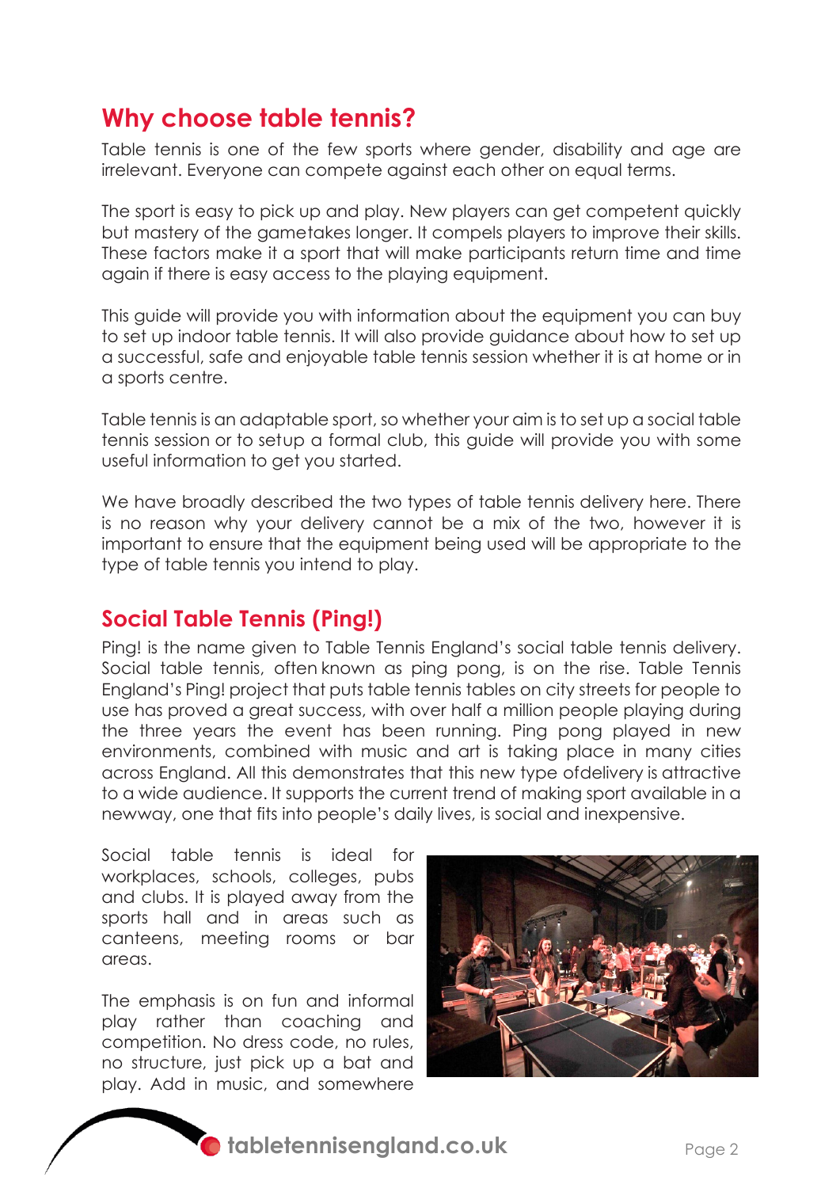## Why choose table tennis?

Table tennis is one of the few sports where gender, disability and age are irrelevant. Everyone can compete against each other on equal terms.

The sport is easy to pick up and play. New players can get competent quickly but mastery of the gametakes longer. It compels players to improve their skills. These factors make it a sport that will make participants return time and time again if there is easy access to the playing equipment.

This guide will provide you with information about the equipment you can buy to set up indoor table tennis. It will also provide guidance about how to set up a successful, safe and enjoyable table tennis session whether it is at home or in a sports centre.

Table tennis is an adaptable sport, so whether your aim is to set up a social table tennis session or to setup a formal club, this guide will provide you with some useful information to get you started.

We have broadly described the two types of table tennis delivery here. There is no reason why your delivery cannot be a mix of the two, however it is important to ensure that the equipment being used will be appropriate to the type of table tennis you intend to play.

## Social Table Tennis (Ping!)

Ping! is the name given to Table Tennis England's social table tennis delivery. Social table tennis, often known as ping pong, is on the rise. Table Tennis England's Ping! project that puts table tennis tables on city streets for people to use has proved a great success, with over half a million people playing during the three years the event has been running. Ping pong played in new environments, combined with music and art is taking place in many cities across England. All this demonstrates that this new type ofdelivery is attractive to a wide audience. It supports the current trend of making sport available in a newway, one that fits into people's daily lives, is social and inexpensive.

Social table tennis is ideal for workplaces, schools, colleges, pubs and clubs. It is played away from the sports hall and in areas such as canteens, meeting rooms or bar areas.

The emphasis is on fun and informal play rather than coaching and competition. No dress code, no rules, no structure, just pick up a bat and play. Add in music, and somewhere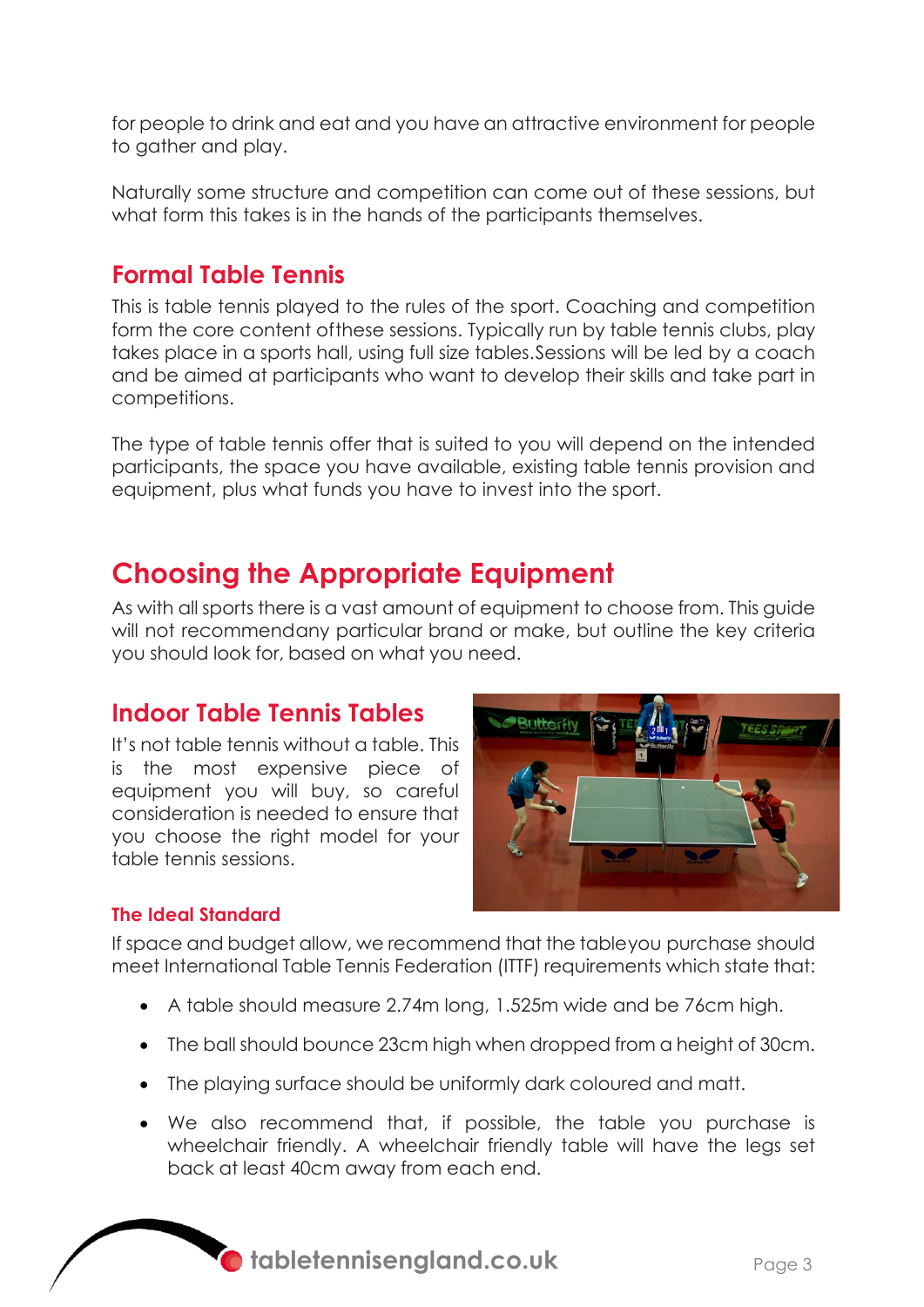for people to drink and eat and you have an attractive environment for people to gather and play.

Naturally some structure and competition can come out of these sessions, but what form this takes is in the hands of the participants themselves.

## Formal Table Tennis

This is table tennis played to the rules of the sport. Coaching and competition form the core content ofthese sessions. Typically run by table tennis clubs, play takes place in a sports hall, using full size tables.Sessions will be led by a coach and be aimed at participants who want to develop their skills and take part in competitions.

The type of table tennis offer that is suited to you will depend on the intended participants, the space you have available, existing table tennis provision and equipment, plus what funds you have to invest into the sport.

# Choosing the Appropriate Equipment

As with all sports there is a vast amount of equipment to choose from. This guide will not recommendany particular brand or make, but outline the key criteria you should look for, based on what you need.

## Indoor Table Tennis Tables

It's not table tennis without a table. This is the most expensive piece of equipment you will buy, so careful consideration is needed to ensure that you choose the right model for your table tennis sessions.

### The Ideal Standard

If space and budget allow, we recommend that the tableyou purchase should meet International Table Tennis Federation (ITTF) requirements which state that:

- A table should measure 2.74m long, 1.525m wide and be 76cm high.
- The ball should bounce 23cm high when dropped from a height of 30cm.
- The playing surface should be uniformly dark coloured and matt.
- We also recommend that, if possible, the table you purchase is wheelchair friendly. A wheelchair friendly table will have the legs set back at least 40cm away from each end.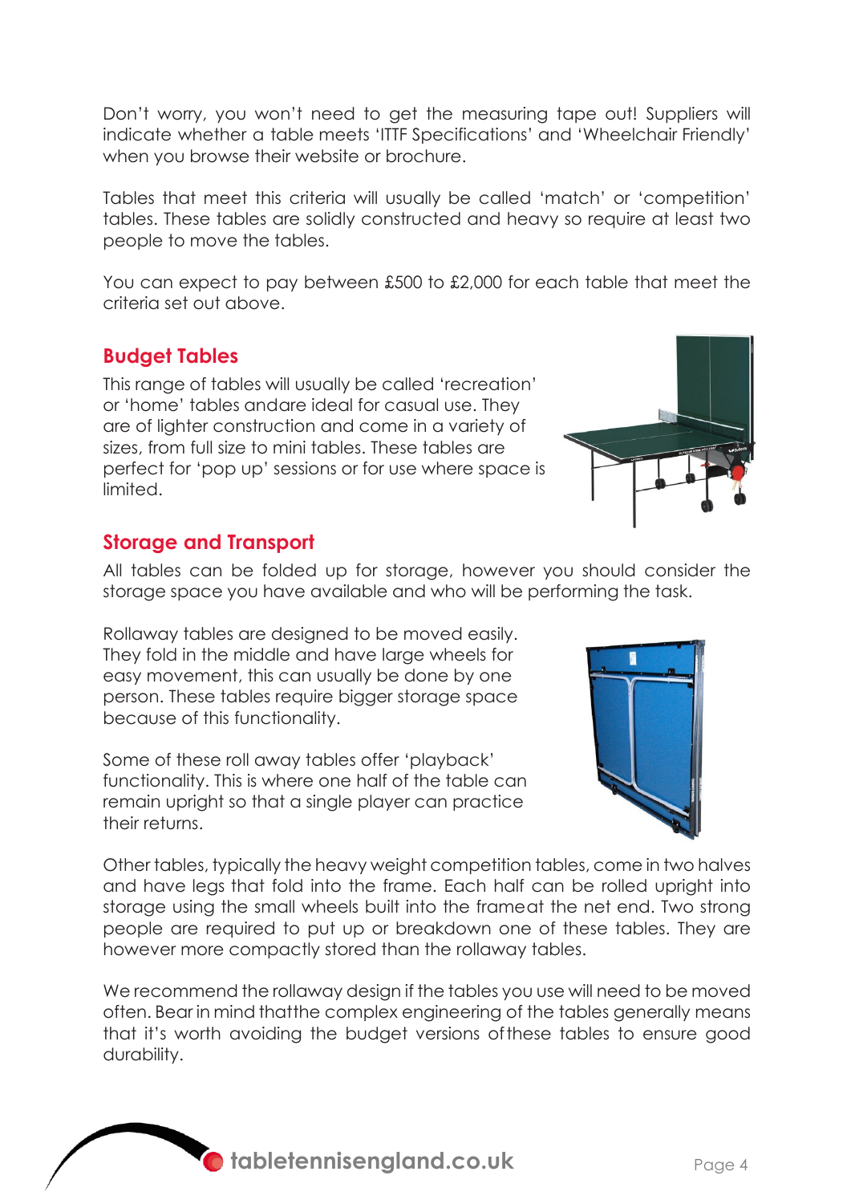Don't worry, you won't need to get the measuring tape out! Suppliers will indicate whether a table meets 'ITTF Specifications' and 'Wheelchair Friendly' when you browse their website or brochure.

Tables that meet this criteria will usually be called 'match' or 'competition' tables. These tables are solidly constructed and heavy so require at least two people to move the tables.

You can expect to pay between £500 to £2,000 for each table that meet the criteria set out above.

## Budget Tables

This range of tables will usually be called 'recreation' or 'home' tables andare ideal for casual use. They are of lighter construction and come in a variety of sizes, from full size to mini tables. These tables are perfect for 'pop up' sessions or for use where space is limited.

## Storage and Transport

All tables can be folded up for storage, however you should consider the storage space you have available and who will be performing the task.

Rollaway tables are designed to be moved easily. They fold in the middle and have large wheels for easy movement, this can usually be done by one person. These tables require bigger storage space because of this functionality.

Some of these roll away tables offer 'playback' functionality. This is where one half of the table can remain upright so that a single player can practice their returns.

Other tables, typically the heavy weight competition tables, come in two halves and have legs that fold into the frame. Each half can be rolled upright into storage using the small wheels built into the frameat the net end. Two strong people are required to put up or breakdown one of these tables. They are however more compactly stored than the rollaway tables.

We recommend the rollaway design if the tables you use will need to be moved often. Bear in mind thatthe complex engineering of the tables generally means that it's worth avoiding the budget versions ofthese tables to ensure good durability.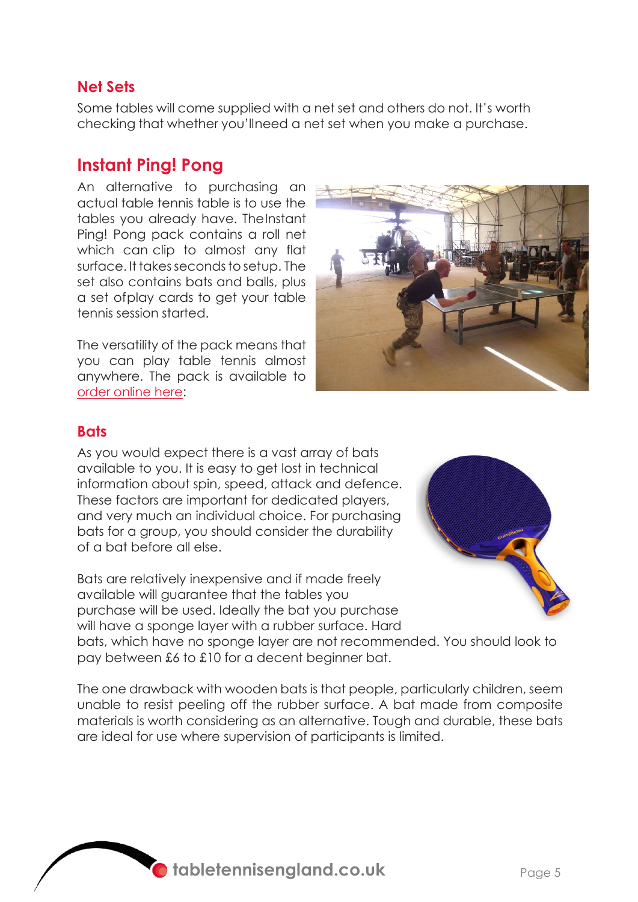## Net Sets

Some tables will come supplied with a net set and others do not. It's worth checking that whether you'llneed a net set when you make a purchase.

## Instant Ping! Pong

An alternative to purchasing an actual table tennis table is to use the tables you already have. TheInstant Ping! Pong pack contains a roll net which can clip to almost any flat surface. It takes seconds to setup. The set also contains bats and balls, plus a set ofplay cards to get your table tennis session started.

The versatility of the pack means that you can play table tennis almost anywhere. The pack is available to order online here:

## Bats

As you would expect there is a vast array of bats available to you. It is easy to get lost in technical information about spin, speed, attack and defence. These factors are important for dedicated players, and very much an individual choice. For purchasing bats for a group, you should consider the durability of a bat before all else.

Bats are relatively inexpensive and if made freely available will guarantee that the tables you purchase will be used. Ideally the bat you purchase will have a sponge layer with a rubber surface. Hard bats, which have no sponge layer are not recommended. You should look to pay between £6 to £10 for a decent beginner bat.

The one drawback with wooden bats is that people, particularly children, seem unable to resist peeling off the rubber surface. A bat made from composite materials is worth considering as an alternative. Tough and durable, these bats are ideal for use where supervision of participants is limited.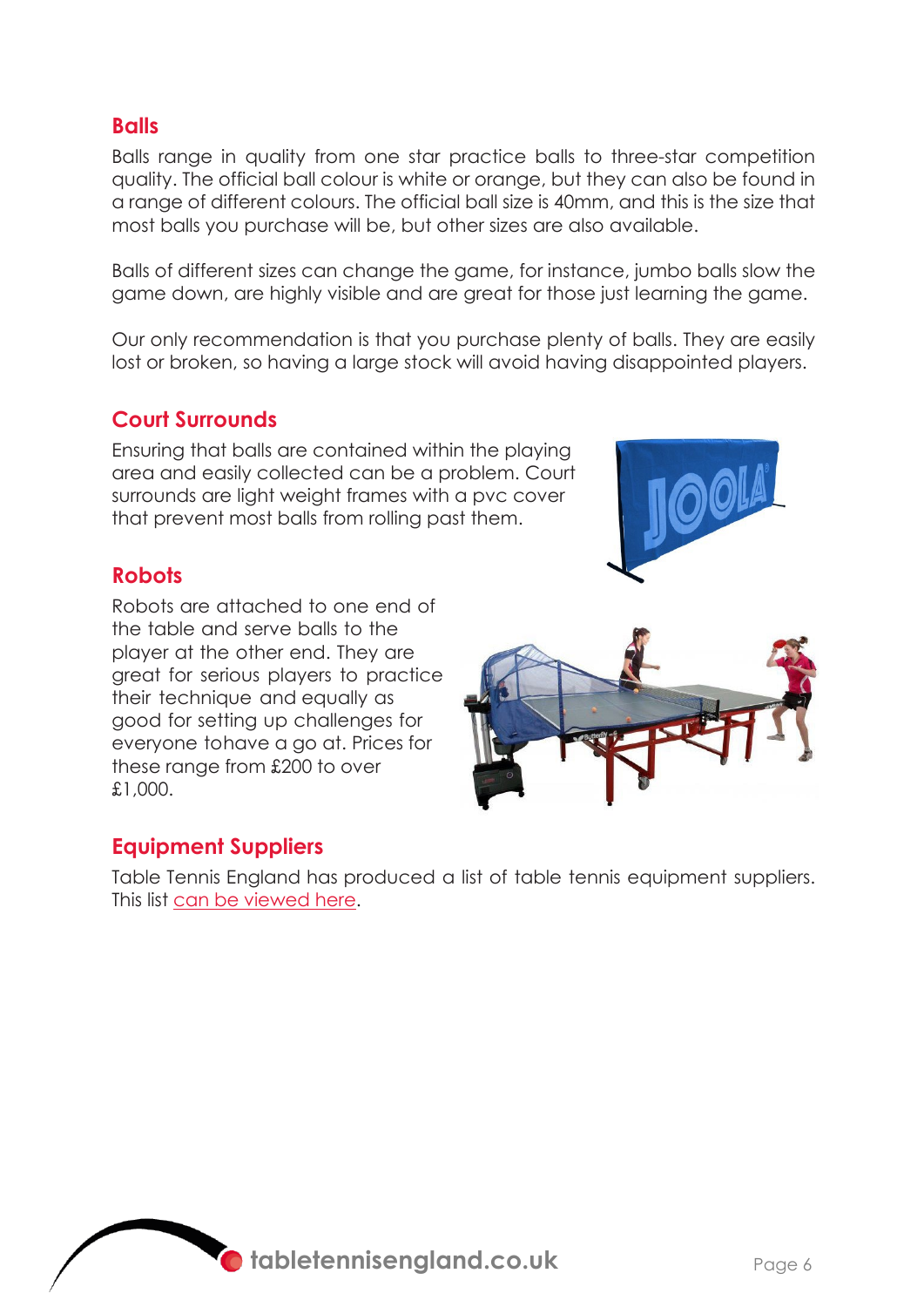## Balls

Balls range in quality from one star practice balls to three-star competition quality. The official ball colour is white or orange, but they can also be found in a range of different colours. The official ball size is 40mm, and this is the size that most balls you purchase will be, but other sizes are also available.

Balls of different sizes can change the game, for instance, jumbo balls slow the game down, are highly visible and are great for those just learning the game.

Our only recommendation is that you purchase plenty of balls. They are easily lost or broken, so having a large stock will avoid having disappointed players.

## Court Surrounds

Ensuring that balls are contained within the playing area and easily collected can be a problem. Court surrounds are light weight frames with a pvc cover that prevent most balls from rolling past them.

## Robots

Robots are attached to one end of the table and serve balls to the player at the other end. They are great for serious players to practice their technique and equally as good for setting up challenges for everyone tohave a go at. Prices for these range from £200 to over £1,000.

## Equipment Suppliers

Table Tennis England has produced a list of table tennis equipment suppliers. This list can be viewed here.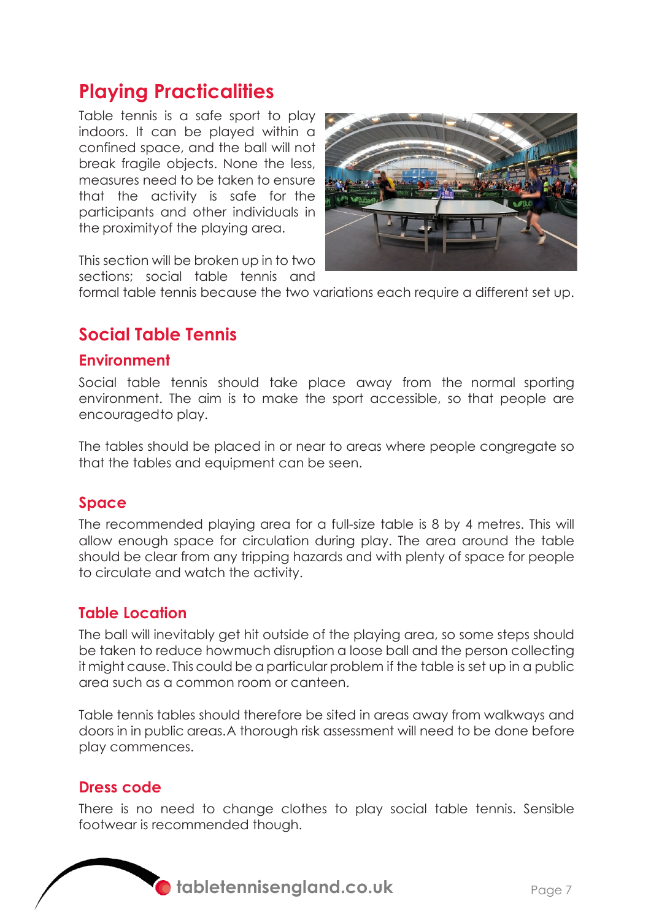# Playing Practicalities

Table tennis is a safe sport to play indoors. It can be played within a confined space, and the ball will not break fragile objects. None the less, measures need to be taken to ensure that the activity is safe for the participants and other individuals in the proximityof the playing area.

This section will be broken up in to two sections; social table tennis and formal table tennis because the two variations each require a different set up.

## Social Table Tennis

### Environment

Social table tennis should take place away from the normal sporting environment. The aim is to make the sport accessible, so that people are encouragedto play.

The tables should be placed in or near to areas where people congregate so that the tables and equipment can be seen.

### Space

The recommended playing area for a full-size table is 8 by 4 metres. This will allow enough space for circulation during play. The area around the table should be clear from any tripping hazards and with plenty of space for people to circulate and watch the activity.

### Table Location

The ball will inevitably get hit outside of the playing area, so some steps should be taken to reduce howmuch disruption a loose ball and the person collecting it might cause. This could be a particular problem if the table is set up in a public area such as a common room or canteen.

Table tennis tables should therefore be sited in areas away from walkways and doors in in public areas.A thorough risk assessment will need to be done before play commences.

### Dress code

There is no need to change clothes to play social table tennis. Sensible footwear is recommended though.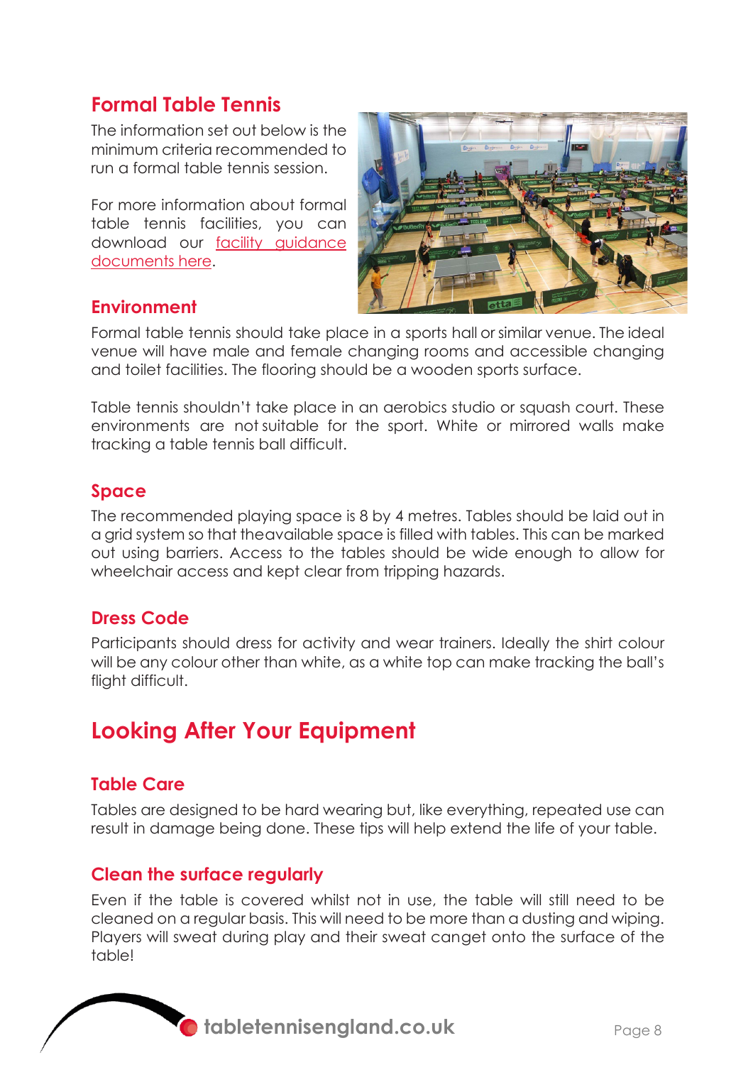## Formal Table Tennis

The information set out below is the minimum criteria recommended to run a formal table tennis session.

For more information about formal table tennis facilities, you can download our facility guidance documents here.

### Environment

Formal table tennis should take place in a sports hall or similar venue. The ideal venue will have male and female changing rooms and accessible changing and toilet facilities. The flooring should be a wooden sports surface.

Table tennis shouldn't take place in an aerobics studio or squash court. These environments are not suitable for the sport. White or mirrored walls make tracking a table tennis ball difficult.

### Space

The recommended playing space is 8 by 4 metres. Tables should be laid out in a grid system so that theavailable space is filled with tables. This can be marked out using barriers. Access to the tables should be wide enough to allow for wheelchair access and kept clear from tripping hazards.

### Dress Code

Participants should dress for activity and wear trainers. Ideally the shirt colour will be any colour other than white, as a white top can make tracking the ball's flight difficult.

## Looking After Your Equipment

### Table Care

Tables are designed to be hard wearing but, like everything, repeated use can result in damage being done. These tips will help extend the life of your table.

### Clean the surface regularly

Even if the table is covered whilst not in use, the table will still need to be cleaned on a regular basis. This will need to be more than a dusting and wiping. Players will sweat during play and their sweat canget onto the surface of the table!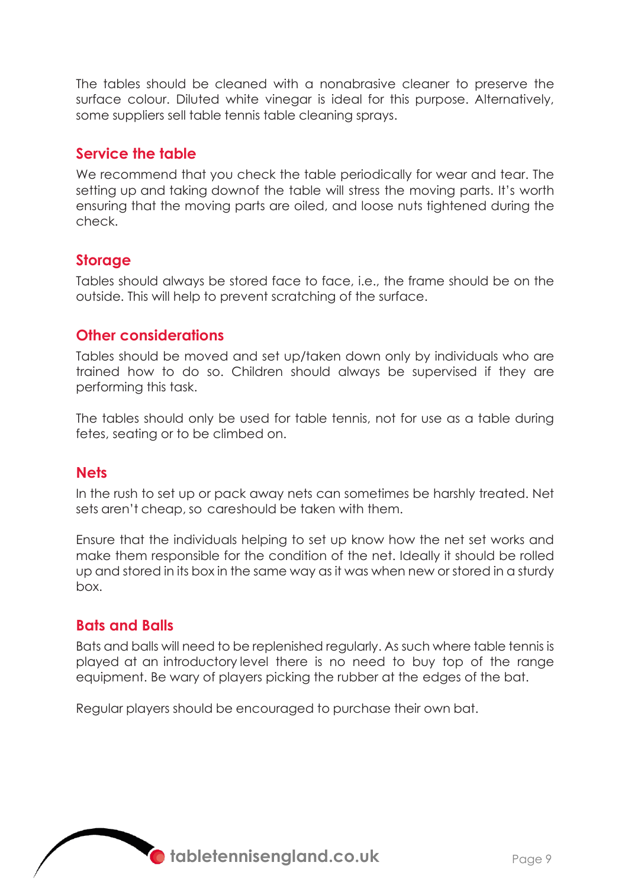The tables should be cleaned with a nonabrasive cleaner to preserve the surface colour. Diluted white vinegar is ideal for this purpose. Alternatively, some suppliers sell table tennis table cleaning sprays.

## Service the table

We recommend that you check the table periodically for wear and tear. The setting up and taking downof the table will stress the moving parts. It's worth ensuring that the moving parts are oiled, and loose nuts tightened during the check.

## Storage

Tables should always be stored face to face, i.e., the frame should be on the outside. This will help to prevent scratching of the surface.

## Other considerations

Tables should be moved and set up/taken down only by individuals who are trained how to do so. Children should always be supervised if they are performing this task.

The tables should only be used for table tennis, not for use as a table during fetes, seating or to be climbed on.

## Nets

In the rush to set up or pack away nets can sometimes be harshly treated. Net sets aren't cheap, so careshould be taken with them.

Ensure that the individuals helping to set up know how the net set works and make them responsible for the condition of the net. Ideally it should be rolled up and stored in its box in the same way as it was when new or stored in a sturdy box.

## Bats and Balls

Bats and balls will need to be replenished regularly. As such where table tennis is played at an introductory level there is no need to buy top of the range equipment. Be wary of players picking the rubber at the edges of the bat.

Regular players should be encouraged to purchase their own bat.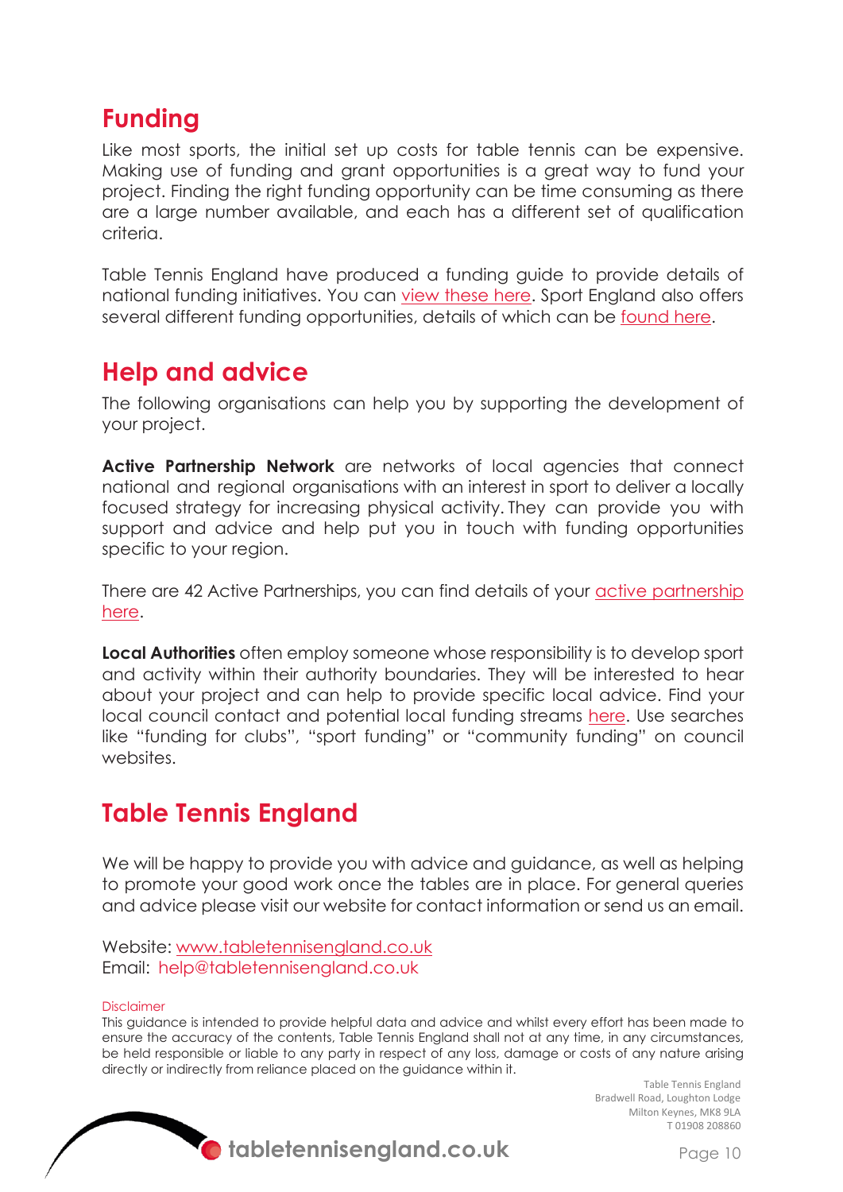## Funding

Like most sports, the initial set up costs for table tennis can be expensive. Making use of funding and grant opportunities is a great way to fund your project. Finding the right funding opportunity can be time consuming as there are a large number available, and each has a different set of qualification criteria.

Table Tennis England have produced a funding guide to provide details of national funding initiatives. You can view these here. Sport England also offers several different funding opportunities, details of which can be found here.

## Help and advice

The following organisations can help you by supporting the development of your project.

**Active Partnership Network** are networks of local agencies that connect national and regional organisations with an interest in sport to deliver a locally focused strategy for increasing physical activity. They can provide you with support and advice and help put you in touch with funding opportunities specific to your region.

There are 42 Active Partnerships, you can find details of your active partnership here.

**Local Authorities** often employ someone whose responsibility is to develop sport and activity within their authority boundaries. They will be interested to hear about your project and can help to provide specific local advice. Find your local council contact and potential local funding streams here. Use searches like "funding for clubs", "sport funding" or "community funding" on council websites.

## Table Tennis England

We will be happy to provide you with advice and guidance, as well as helping to promote your good work once the tables are in place. For general queries and advice please visit our website for contact information or send us an email.

Website: www.tabletennisengland.co.uk
Email: help@tabletennisengland.co.uk

Disclaimer

This guidance is intended to provide helpful data and advice and whilst every effort has been made to ensure the accuracy of the contents, Table Tennis England shall not at any time, in any circumstances, be held responsible or liable to any party in respect of any loss, damage or costs of any nature arising directly or indirectly from reliance placed on the guidance within it.

Table Tennis England
Bradwell Road, Loughton Lodge
Milton Keynes, MK8 9LA
T 01908 208860

tabletennisengland.co.uk